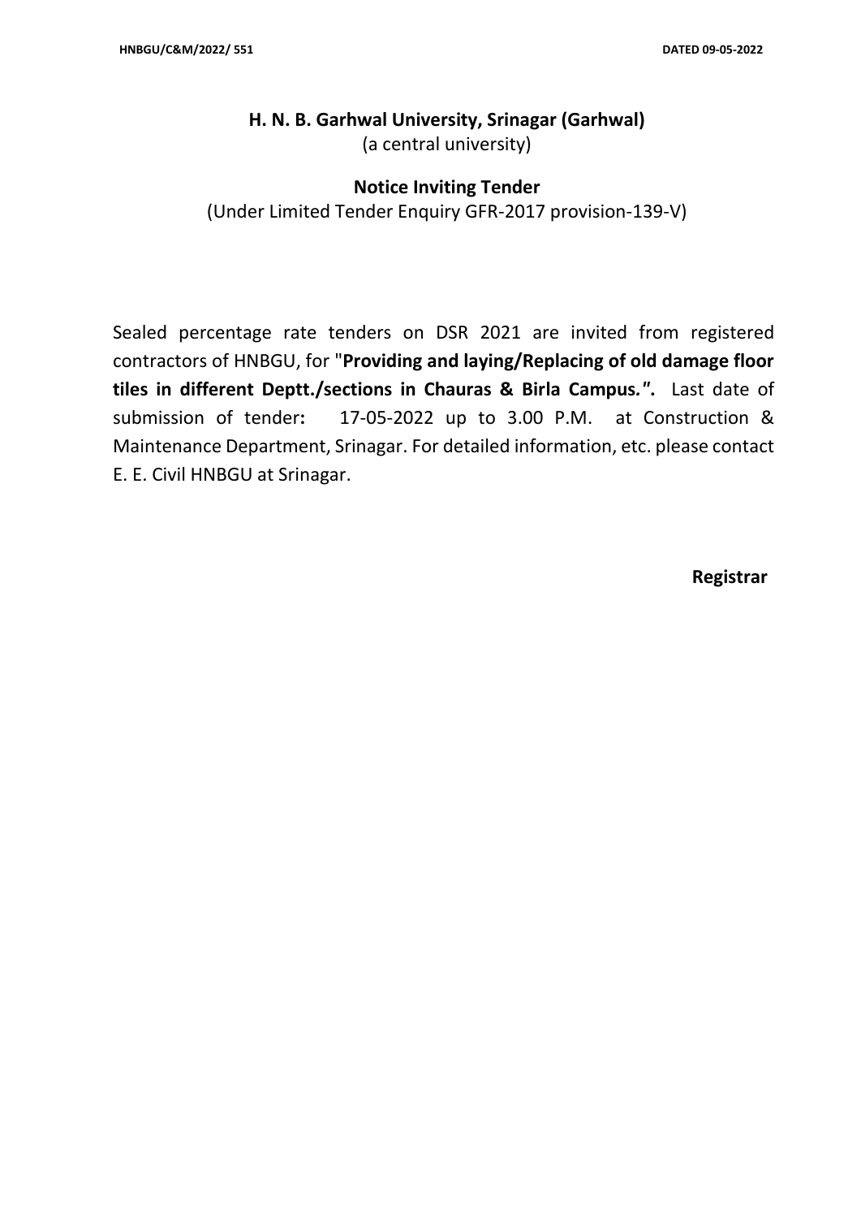HNBGU/C&M/2022/ 551 DATED 09-05-2022

**H. N. B. Garhwal University, Srinagar (Garhwal)**
(a central university)

**Notice Inviting Tender**
(Under Limited Tender Enquiry GFR-2017 provision-139-V)

Sealed percentage rate tenders on DSR 2021 are invited from registered contractors of HNBGU, for "**Providing and laying/Replacing of old damage floor tiles in different Deptt./sections in Chauras & Birla Campus.".** Last date of submission of tender**:** 17-05-2022 up to 3.00 P.M. at Construction & Maintenance Department, Srinagar. For detailed information, etc. please contact E. E. Civil HNBGU at Srinagar.

**Registrar**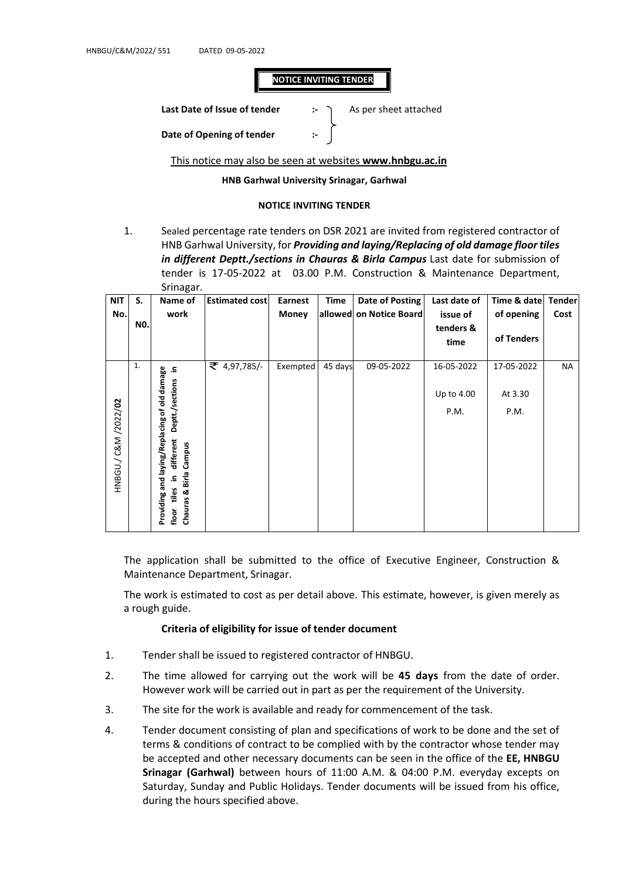HNBGU/C&M/2022/ 551 DATED 09-05-2022

# NOTICE INVITING TENDER

**Last Date of Issue of tender** :- As per sheet attached

**Date of Opening of tender** :-

This notice may also be seen at websites **www.hnbgu.ac.in**

**HNB Garhwal University Srinagar, Garhwal**

**NOTICE INVITING TENDER**

1. Sealed percentage rate tenders on DSR 2021 are invited from registered contractor of HNB Garhwal University, for ***Providing and laying/Replacing of old damage floor tiles in different Deptt./sections in Chauras & Birla Campus*** Last date for submission of tender is 17-05-2022 at 03.00 P.M. Construction & Maintenance Department, Srinagar.

| NIT No. | S. NO. | Name of work | Estimated cost | Earnest Money | Time allowed | Date of Posting on Notice Board | Last date of issue of tenders & time | Time & date of opening of Tenders | Tender Cost |
|---|---|---|---|---|---|---|---|---|---|
| HNBGU./ C&M /2022/**02** | 1. | **Providing and laying/Replacing of old damage floor tiles in different Deptt./sections in Chauras & Birla Campus** | ₹ 4,97,785/- | Exempted | 45 days | 09-05-2022 | 16-05-2022 Up to 4.00 P.M. | 17-05-2022 At 3.30 P.M. | NA |

The application shall be submitted to the office of Executive Engineer, Construction & Maintenance Department, Srinagar.

The work is estimated to cost as per detail above. This estimate, however, is given merely as a rough guide.

### Criteria of eligibility for issue of tender document

1. Tender shall be issued to registered contractor of HNBGU.
2. The time allowed for carrying out the work will be **45 days** from the date of order. However work will be carried out in part as per the requirement of the University.
3. The site for the work is available and ready for commencement of the task.
4. Tender document consisting of plan and specifications of work to be done and the set of terms & conditions of contract to be complied with by the contractor whose tender may be accepted and other necessary documents can be seen in the office of the **EE, HNBGU Srinagar (Garhwal)** between hours of 11:00 A.M. & 04:00 P.M. everyday excepts on Saturday, Sunday and Public Holidays. Tender documents will be issued from his office, during the hours specified above.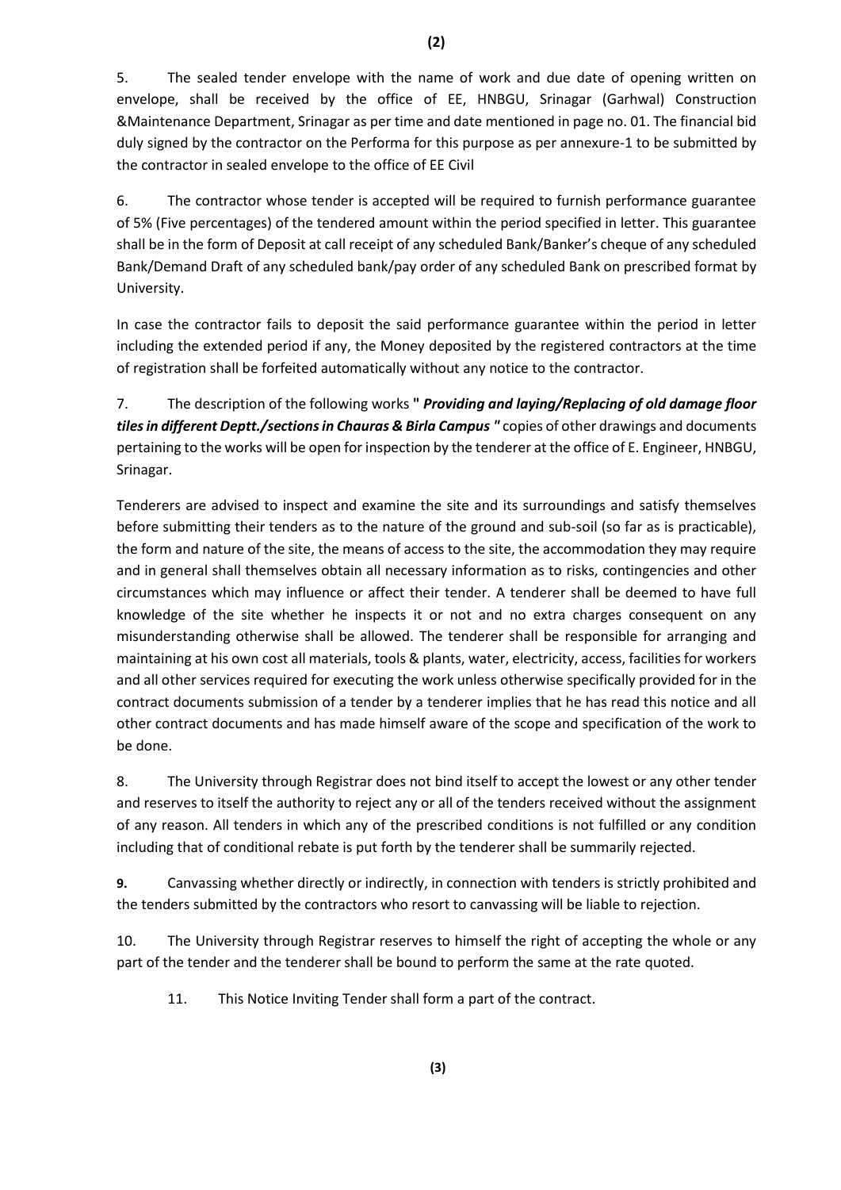5. The sealed tender envelope with the name of work and due date of opening written on envelope, shall be received by the office of EE, HNBGU, Srinagar (Garhwal) Construction &Maintenance Department, Srinagar as per time and date mentioned in page no. 01. The financial bid duly signed by the contractor on the Performa for this purpose as per annexure-1 to be submitted by the contractor in sealed envelope to the office of EE Civil

6. The contractor whose tender is accepted will be required to furnish performance guarantee of 5% (Five percentages) of the tendered amount within the period specified in letter. This guarantee shall be in the form of Deposit at call receipt of any scheduled Bank/Banker's cheque of any scheduled Bank/Demand Draft of any scheduled bank/pay order of any scheduled Bank on prescribed format by University.

In case the contractor fails to deposit the said performance guarantee within the period in letter including the extended period if any, the Money deposited by the registered contractors at the time of registration shall be forfeited automatically without any notice to the contractor.

7. The description of the following works **" *Providing and laying/Replacing of old damage floor tiles in different Deptt./sections in Chauras & Birla Campus* "** copies of other drawings and documents pertaining to the works will be open for inspection by the tenderer at the office of E. Engineer, HNBGU, Srinagar.

Tenderers are advised to inspect and examine the site and its surroundings and satisfy themselves before submitting their tenders as to the nature of the ground and sub-soil (so far as is practicable), the form and nature of the site, the means of access to the site, the accommodation they may require and in general shall themselves obtain all necessary information as to risks, contingencies and other circumstances which may influence or affect their tender. A tenderer shall be deemed to have full knowledge of the site whether he inspects it or not and no extra charges consequent on any misunderstanding otherwise shall be allowed. The tenderer shall be responsible for arranging and maintaining at his own cost all materials, tools & plants, water, electricity, access, facilities for workers and all other services required for executing the work unless otherwise specifically provided for in the contract documents submission of a tender by a tenderer implies that he has read this notice and all other contract documents and has made himself aware of the scope and specification of the work to be done.

8. The University through Registrar does not bind itself to accept the lowest or any other tender and reserves to itself the authority to reject any or all of the tenders received without the assignment of any reason. All tenders in which any of the prescribed conditions is not fulfilled or any condition including that of conditional rebate is put forth by the tenderer shall be summarily rejected.

**9.** Canvassing whether directly or indirectly, in connection with tenders is strictly prohibited and the tenders submitted by the contractors who resort to canvassing will be liable to rejection.

10. The University through Registrar reserves to himself the right of accepting the whole or any part of the tender and the tenderer shall be bound to perform the same at the rate quoted.

11. This Notice Inviting Tender shall form a part of the contract.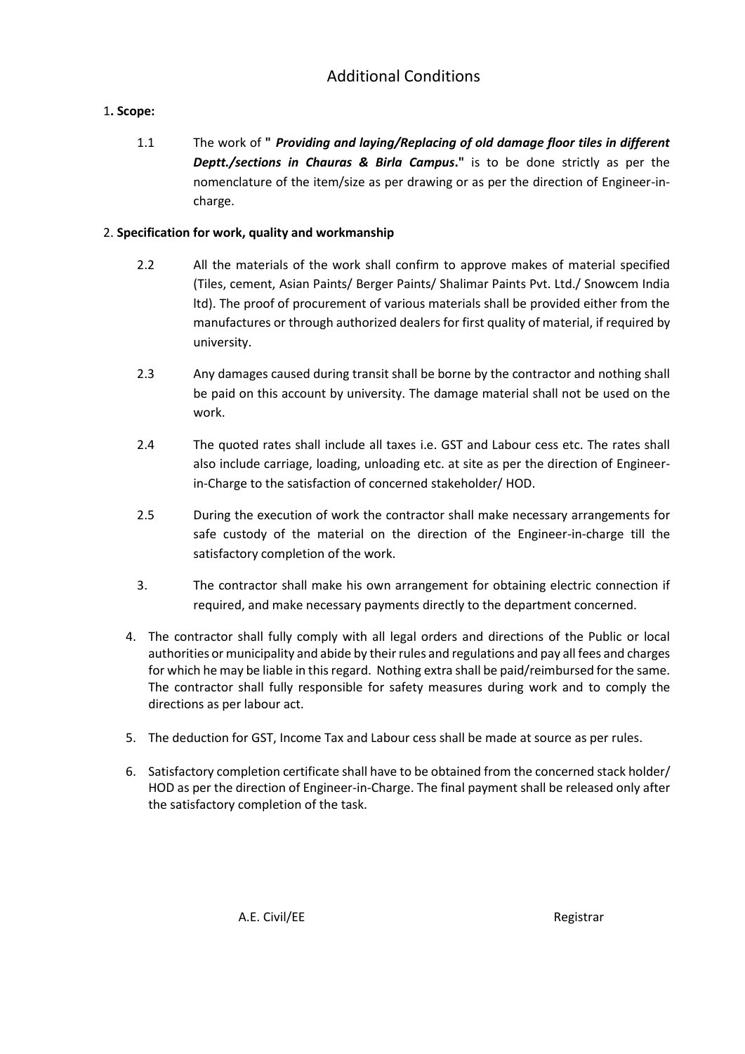# Additional Conditions

1**. Scope:**

1.1 The work of **"** ***Providing and laying/Replacing of old damage floor tiles in different Deptt./sections in Chauras & Birla Campus*****."** is to be done strictly as per the nomenclature of the item/size as per drawing or as per the direction of Engineer-in-charge.

2. **Specification for work, quality and workmanship**

2.2 All the materials of the work shall confirm to approve makes of material specified (Tiles, cement, Asian Paints/ Berger Paints/ Shalimar Paints Pvt. Ltd./ Snowcem India ltd). The proof of procurement of various materials shall be provided either from the manufactures or through authorized dealers for first quality of material, if required by university.

2.3 Any damages caused during transit shall be borne by the contractor and nothing shall be paid on this account by university. The damage material shall not be used on the work.

2.4 The quoted rates shall include all taxes i.e. GST and Labour cess etc. The rates shall also include carriage, loading, unloading etc. at site as per the direction of Engineer-in-Charge to the satisfaction of concerned stakeholder/ HOD.

2.5 During the execution of work the contractor shall make necessary arrangements for safe custody of the material on the direction of the Engineer-in-charge till the satisfactory completion of the work.

3. The contractor shall make his own arrangement for obtaining electric connection if required, and make necessary payments directly to the department concerned.

4. The contractor shall fully comply with all legal orders and directions of the Public or local authorities or municipality and abide by their rules and regulations and pay all fees and charges for which he may be liable in this regard. Nothing extra shall be paid/reimbursed for the same. The contractor shall fully responsible for safety measures during work and to comply the directions as per labour act.

5. The deduction for GST, Income Tax and Labour cess shall be made at source as per rules.

6. Satisfactory completion certificate shall have to be obtained from the concerned stack holder/ HOD as per the direction of Engineer-in-Charge. The final payment shall be released only after the satisfactory completion of the task.

A.E. Civil/EE    Registrar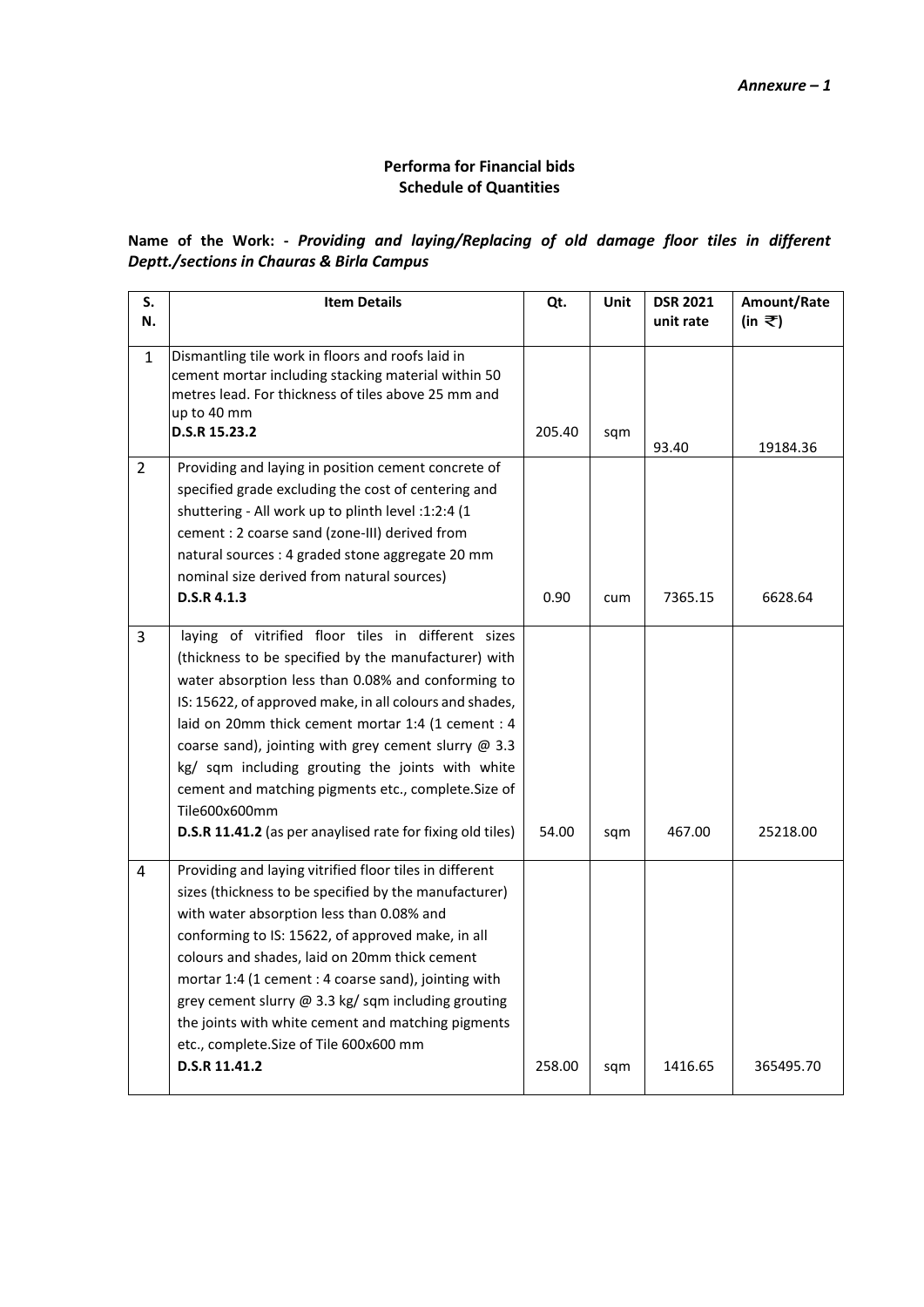*Annexure – 1*

**Performa for Financial bids**
**Schedule of Quantities**

**Name of the Work: -** ***Providing and laying/Replacing of old damage floor tiles in different Deptt./sections in Chauras & Birla Campus***

| S. N. | Item Details | Qt. | Unit | DSR 2021 unit rate | Amount/Rate (in ₹) |
|---|---|---|---|---|---|
| 1 | Dismantling tile work in floors and roofs laid in cement mortar including stacking material within 50 metres lead. For thickness of tiles above 25 mm and up to 40 mm **D.S.R 15.23.2** | 205.40 | sqm | 93.40 | 19184.36 |
| 2 | Providing and laying in position cement concrete of specified grade excluding the cost of centering and shuttering - All work up to plinth level :1:2:4 (1 cement : 2 coarse sand (zone-III) derived from natural sources : 4 graded stone aggregate 20 mm nominal size derived from natural sources) **D.S.R 4.1.3** | 0.90 | cum | 7365.15 | 6628.64 |
| 3 | laying of vitrified floor tiles in different sizes (thickness to be specified by the manufacturer) with water absorption less than 0.08% and conforming to IS: 15622, of approved make, in all colours and shades, laid on 20mm thick cement mortar 1:4 (1 cement : 4 coarse sand), jointing with grey cement slurry @ 3.3 kg/ sqm including grouting the joints with white cement and matching pigments etc., complete.Size of Tile600x600mm **D.S.R 11.41.2** (as per anaylised rate for fixing old tiles) | 54.00 | sqm | 467.00 | 25218.00 |
| 4 | Providing and laying vitrified floor tiles in different sizes (thickness to be specified by the manufacturer) with water absorption less than 0.08% and conforming to IS: 15622, of approved make, in all colours and shades, laid on 20mm thick cement mortar 1:4 (1 cement : 4 coarse sand), jointing with grey cement slurry @ 3.3 kg/ sqm including grouting the joints with white cement and matching pigments etc., complete.Size of Tile 600x600 mm **D.S.R 11.41.2** | 258.00 | sqm | 1416.65 | 365495.70 |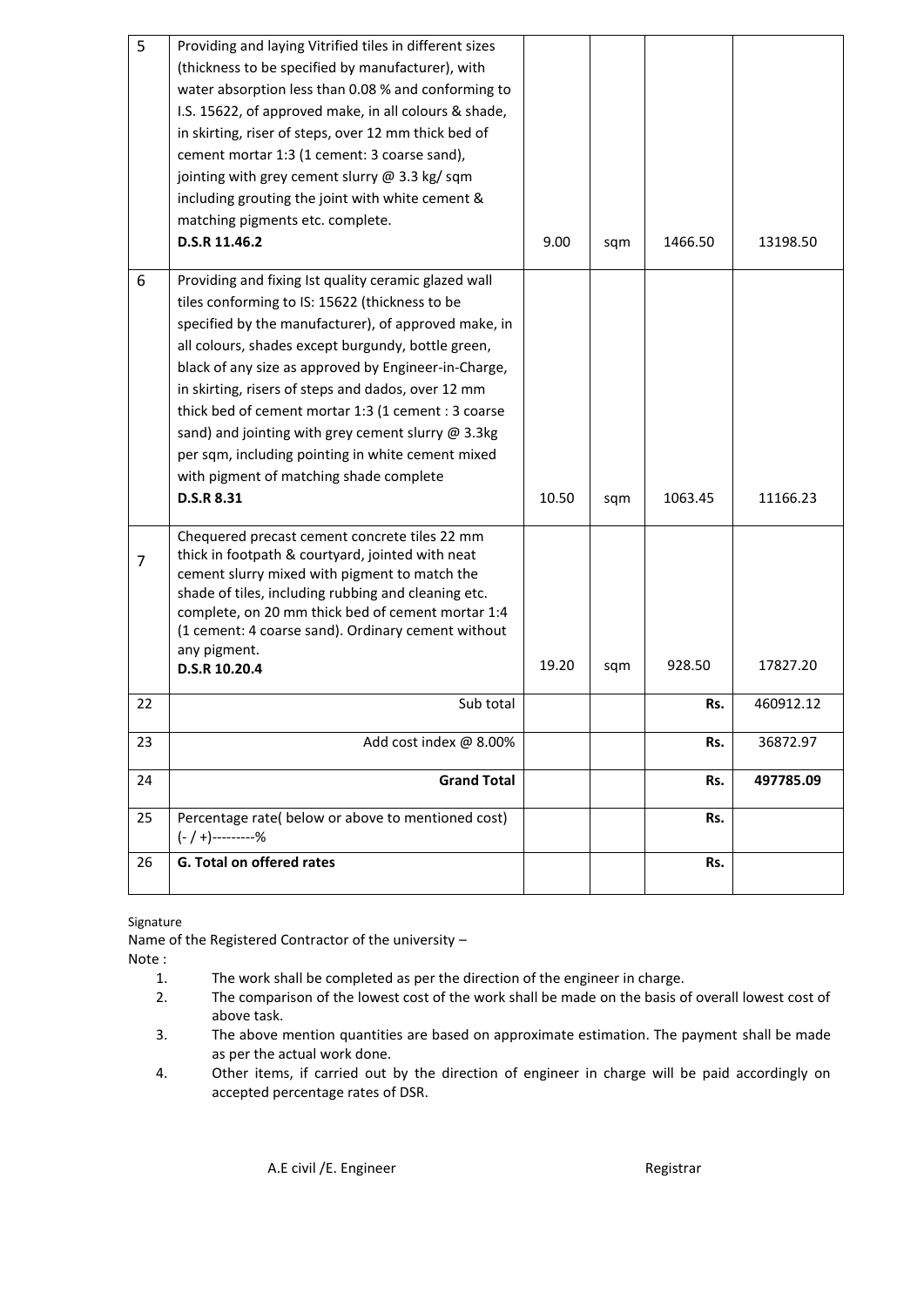| | | | | | |
|---|---|---|---|---|---|
| 5 | Providing and laying Vitrified tiles in different sizes (thickness to be specified by manufacturer), with water absorption less than 0.08 % and conforming to I.S. 15622, of approved make, in all colours & shade, in skirting, riser of steps, over 12 mm thick bed of cement mortar 1:3 (1 cement: 3 coarse sand), jointing with grey cement slurry @ 3.3 kg/ sqm including grouting the joint with white cement & matching pigments etc. complete.<br>**D.S.R 11.46.2** | 9.00 | sqm | 1466.50 | 13198.50 |
| 6 | Providing and fixing Ist quality ceramic glazed wall tiles conforming to IS: 15622 (thickness to be specified by the manufacturer), of approved make, in all colours, shades except burgundy, bottle green, black of any size as approved by Engineer-in-Charge, in skirting, risers of steps and dados, over 12 mm thick bed of cement mortar 1:3 (1 cement : 3 coarse sand) and jointing with grey cement slurry @ 3.3kg per sqm, including pointing in white cement mixed with pigment of matching shade complete<br>**D.S.R 8.31** | 10.50 | sqm | 1063.45 | 11166.23 |
| 7 | Chequered precast cement concrete tiles 22 mm thick in footpath & courtyard, jointed with neat cement slurry mixed with pigment to match the shade of tiles, including rubbing and cleaning etc. complete, on 20 mm thick bed of cement mortar 1:4 (1 cement: 4 coarse sand). Ordinary cement without any pigment.<br>**D.S.R 10.20.4** | 19.20 | sqm | 928.50 | 17827.20 |
| 22 | Sub total | | | Rs. | 460912.12 |
| 23 | Add cost index @ 8.00% | | | Rs. | 36872.97 |
| 24 | **Grand Total** | | | Rs. | **497785.09** |
| 25 | Percentage rate( below or above to mentioned cost) (- / +)---------% | | | Rs. | |
| 26 | **G. Total on offered rates** | | | Rs. | |

Signature

Name of the Registered Contractor of the university –

Note :

1. The work shall be completed as per the direction of the engineer in charge.
2. The comparison of the lowest cost of the work shall be made on the basis of overall lowest cost of above task.
3. The above mention quantities are based on approximate estimation. The payment shall be made as per the actual work done.
4. Other items, if carried out by the direction of engineer in charge will be paid accordingly on accepted percentage rates of DSR.

A.E civil /E. Engineer

Registrar